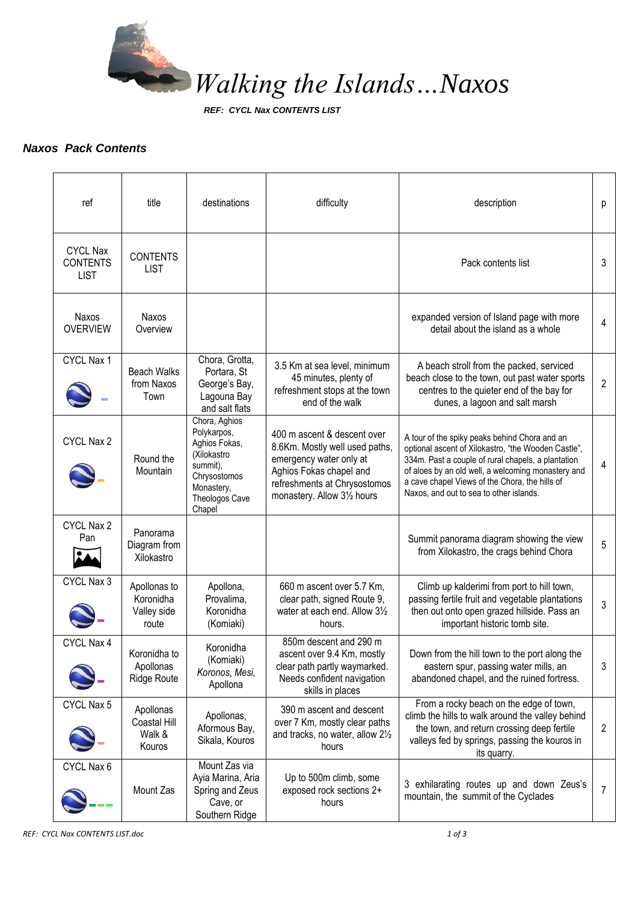# *Walking the Islands…Naxos*

***REF: CYCL Nax CONTENTS LIST***

### ***Naxos Pack Contents***

| ref | title | destinations | difficulty | description | p |
|---|---|---|---|---|---|
| CYCL Nax CONTENTS LIST | CONTENTS LIST | | | Pack contents list | 3 |
| Naxos OVERVIEW | Naxos Overview | | | expanded version of Island page with more detail about the island as a whole | 4 |
| CYCL Nax 1 | Beach Walks from Naxos Town | Chora, Grotta, Portara, St George's Bay, Lagouna Bay and salt flats | 3.5 Km at sea level, minimum 45 minutes, plenty of refreshment stops at the town end of the walk | A beach stroll from the packed, serviced beach close to the town, out past water sports centres to the quieter end of the bay for dunes, a lagoon and salt marsh | 2 |
| CYCL Nax 2 | Round the Mountain | Chora, Aghios Polykarpos, Aghios Fokas, (Xilokastro summit), Chrysostomos Monastery, Theologos Cave Chapel | 400 m ascent & descent over 8.6Km. Mostly well used paths, emergency water only at Aghios Fokas chapel and refreshments at Chrysostomos monastery. Allow 3½ hours | A tour of the spiky peaks behind Chora and an optional ascent of Xilokastro, "the Wooden Castle", 334m. Past a couple of rural chapels, a plantation of aloes by an old well, a welcoming monastery and a cave chapel Views of the Chora, the hills of Naxos, and out to sea to other islands. | 4 |
| CYCL Nax 2 Pan | Panorama Diagram from Xilokastro | | | Summit panorama diagram showing the view from Xilokastro, the crags behind Chora | 5 |
| CYCL Nax 3 | Apollonas to Koronidha Valley side route | Apollona, Provalima, Koronidha (Komiaki) | 660 m ascent over 5.7 Km, clear path, signed Route 9, water at each end. Allow 3½ hours. | Climb up kalderimi from port to hill town, passing fertile fruit and vegetable plantations then out onto open grazed hillside. Pass an important historic tomb site. | 3 |
| CYCL Nax 4 | Koronidha to Apollonas Ridge Route | Koronidha (Komiaki) *Koronos, Mesi,* Apollona | 850m descent and 290 m ascent over 9.4 Km, mostly clear path partly waymarked. Needs confident navigation skills in places | Down from the hill town to the port along the eastern spur, passing water mills, an abandoned chapel, and the ruined fortress. | 3 |
| CYCL Nax 5 | Apollonas Coastal Hill Walk & Kouros | Apollonas, Aformous Bay, Sikala, Kouros | 390 m ascent and descent over 7 Km, mostly clear paths and tracks, no water, allow 2½ hours | From a rocky beach on the edge of town, climb the hills to walk around the valley behind the town, and return crossing deep fertile valleys fed by springs, passing the kouros in its quarry. | 2 |
| CYCL Nax 6 | Mount Zas | Mount Zas via Ayia Marina, Aria Spring and Zeus Cave, or Southern Ridge | Up to 500m climb, some exposed rock sections 2+ hours | 3 exhilarating routes up and down Zeus's mountain, the summit of the Cyclades | 7 |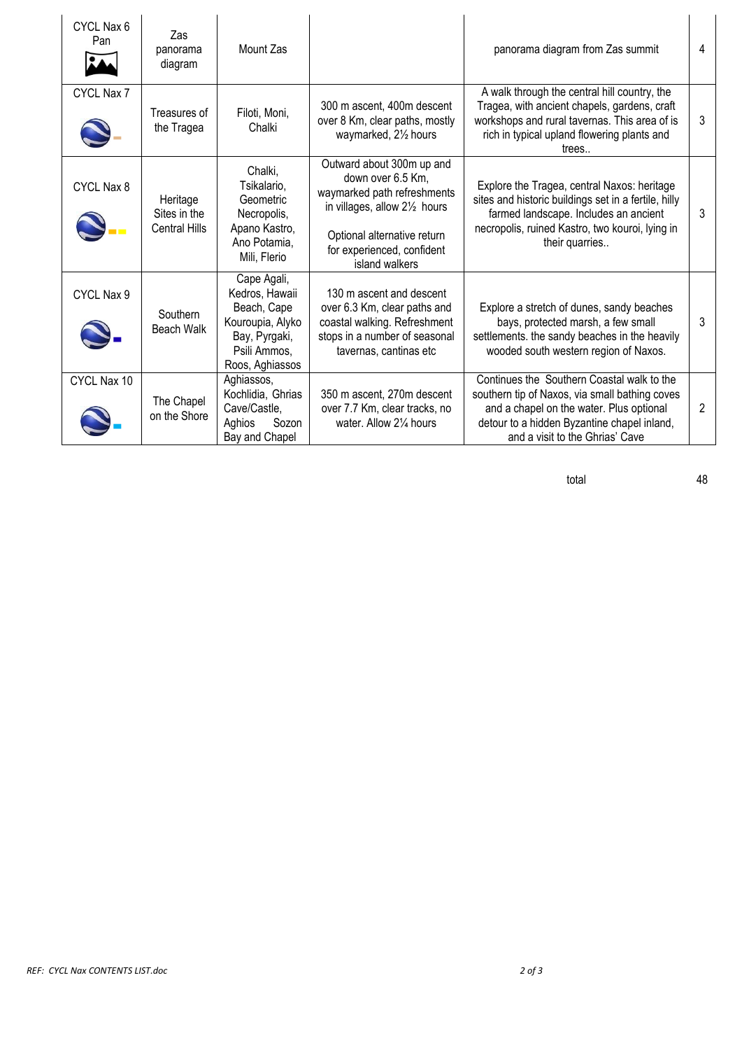| | | | | | |
|---|---|---|---|---|---|
| CYCL Nax 6 Pan | Zas panorama diagram | Mount Zas | | panorama diagram from Zas summit | 4 |
| CYCL Nax 7 | Treasures of the Tragea | Filoti, Moni, Chalki | 300 m ascent, 400m descent over 8 Km, clear paths, mostly waymarked, 2½ hours | A walk through the central hill country, the Tragea, with ancient chapels, gardens, craft workshops and rural tavernas. This area of is rich in typical upland flowering plants and trees.. | 3 |
| CYCL Nax 8 | Heritage Sites in the Central Hills | Chalki, Tsikalario, Geometric Necropolis, Apano Kastro, Ano Potamia, Mili, Flerio | Outward about 300m up and down over 6.5 Km, waymarked path refreshments in villages, allow 2½ hours<br><br>Optional alternative return for experienced, confident island walkers | Explore the Tragea, central Naxos: heritage sites and historic buildings set in a fertile, hilly farmed landscape. Includes an ancient necropolis, ruined Kastro, two kouroi, lying in their quarries.. | 3 |
| CYCL Nax 9 | Southern Beach Walk | Cape Agali, Kedros, Hawaii Beach, Cape Kouroupia, Alyko Bay, Pyrgaki, Psili Ammos, Roos, Aghiassos | 130 m ascent and descent over 6.3 Km, clear paths and coastal walking. Refreshment stops in a number of seasonal tavernas, cantinas etc | Explore a stretch of dunes, sandy beaches bays, protected marsh, a few small settlements. the sandy beaches in the heavily wooded south western region of Naxos. | 3 |
| CYCL Nax 10 | The Chapel on the Shore | Aghiassos, Kochlidia, Ghrias Cave/Castle, Aghios Sozon Bay and Chapel | 350 m ascent, 270m descent over 7.7 Km, clear tracks, no water. Allow 2¼ hours | Continues the Southern Coastal walk to the southern tip of Naxos, via small bathing coves and a chapel on the water. Plus optional detour to a hidden Byzantine chapel inland, and a visit to the Ghrias' Cave | 2 |
| | | | | total | 48 |

REF: CYCL Nax CONTENTS LIST.doc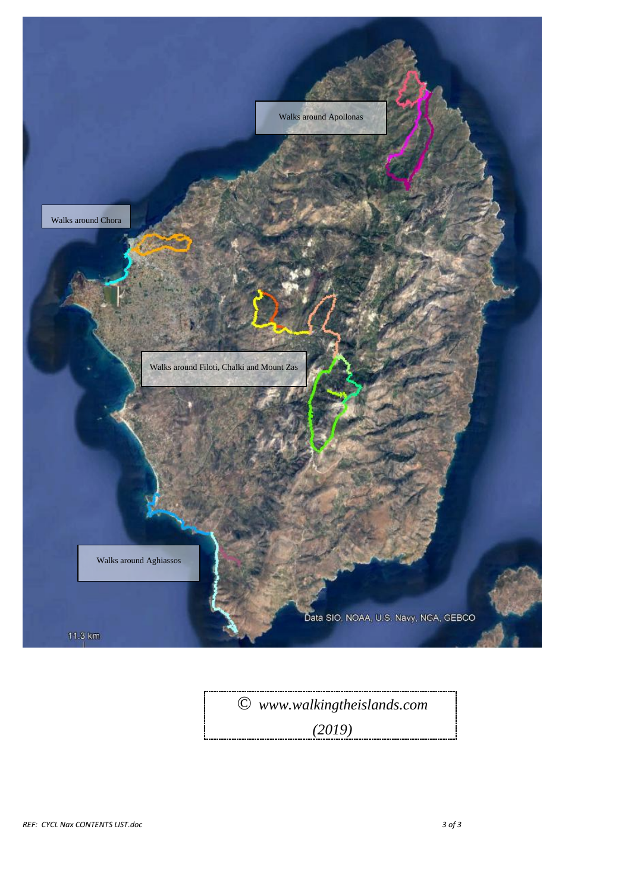Walks around Apollonas

Walks around Chora

Walks around Filoti, Chalki and Mount Zas

Walks around Aghiassos

Data SIO, NOAA, U.S. Navy, NGA, GEBCO

11.3 km

*© www.walkingtheislands.com*

*(2019)*